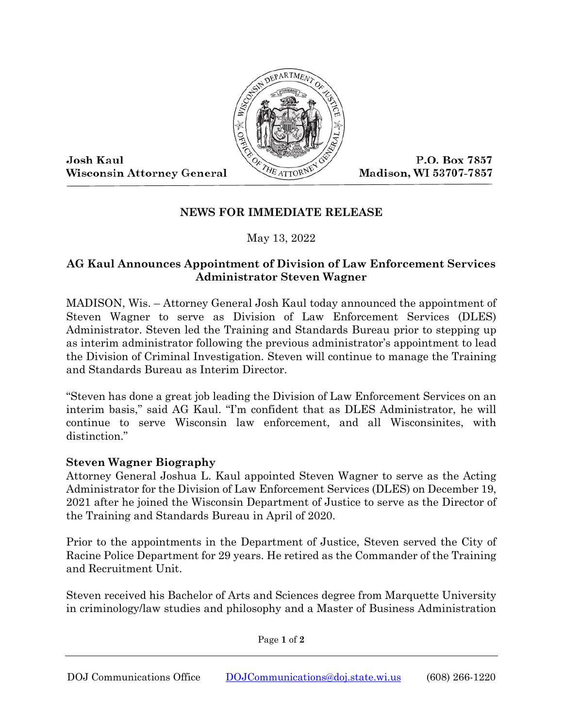Josh Kaul
Wisconsin Attorney General

P.O. Box 7857
Madison, WI 53707-7857

**NEWS FOR IMMEDIATE RELEASE**

May 13, 2022

## AG Kaul Announces Appointment of Division of Law Enforcement Services Administrator Steven Wagner

MADISON, Wis. – Attorney General Josh Kaul today announced the appointment of Steven Wagner to serve as Division of Law Enforcement Services (DLES) Administrator. Steven led the Training and Standards Bureau prior to stepping up as interim administrator following the previous administrator's appointment to lead the Division of Criminal Investigation. Steven will continue to manage the Training and Standards Bureau as Interim Director.

"Steven has done a great job leading the Division of Law Enforcement Services on an interim basis," said AG Kaul. "I'm confident that as DLES Administrator, he will continue to serve Wisconsin law enforcement, and all Wisconsinites, with distinction."

### Steven Wagner Biography

Attorney General Joshua L. Kaul appointed Steven Wagner to serve as the Acting Administrator for the Division of Law Enforcement Services (DLES) on December 19, 2021 after he joined the Wisconsin Department of Justice to serve as the Director of the Training and Standards Bureau in April of 2020.

Prior to the appointments in the Department of Justice, Steven served the City of Racine Police Department for 29 years. He retired as the Commander of the Training and Recruitment Unit.

Steven received his Bachelor of Arts and Sciences degree from Marquette University in criminology/law studies and philosophy and a Master of Business Administration

DOJ Communications Office DOJCommunications@doj.state.wi.us (608) 266-1220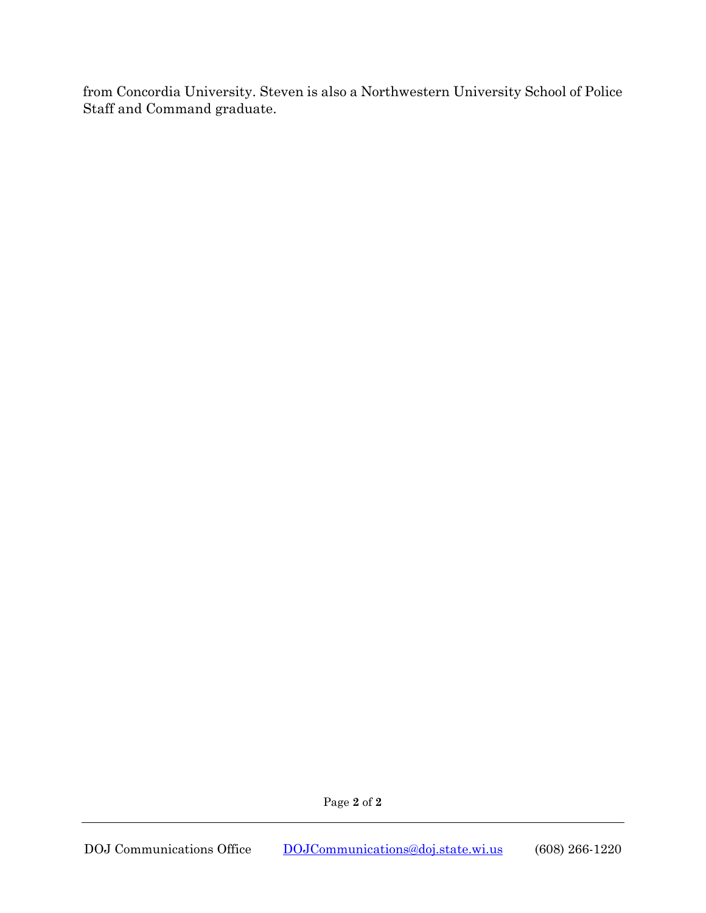from Concordia University. Steven is also a Northwestern University School of Police Staff and Command graduate.